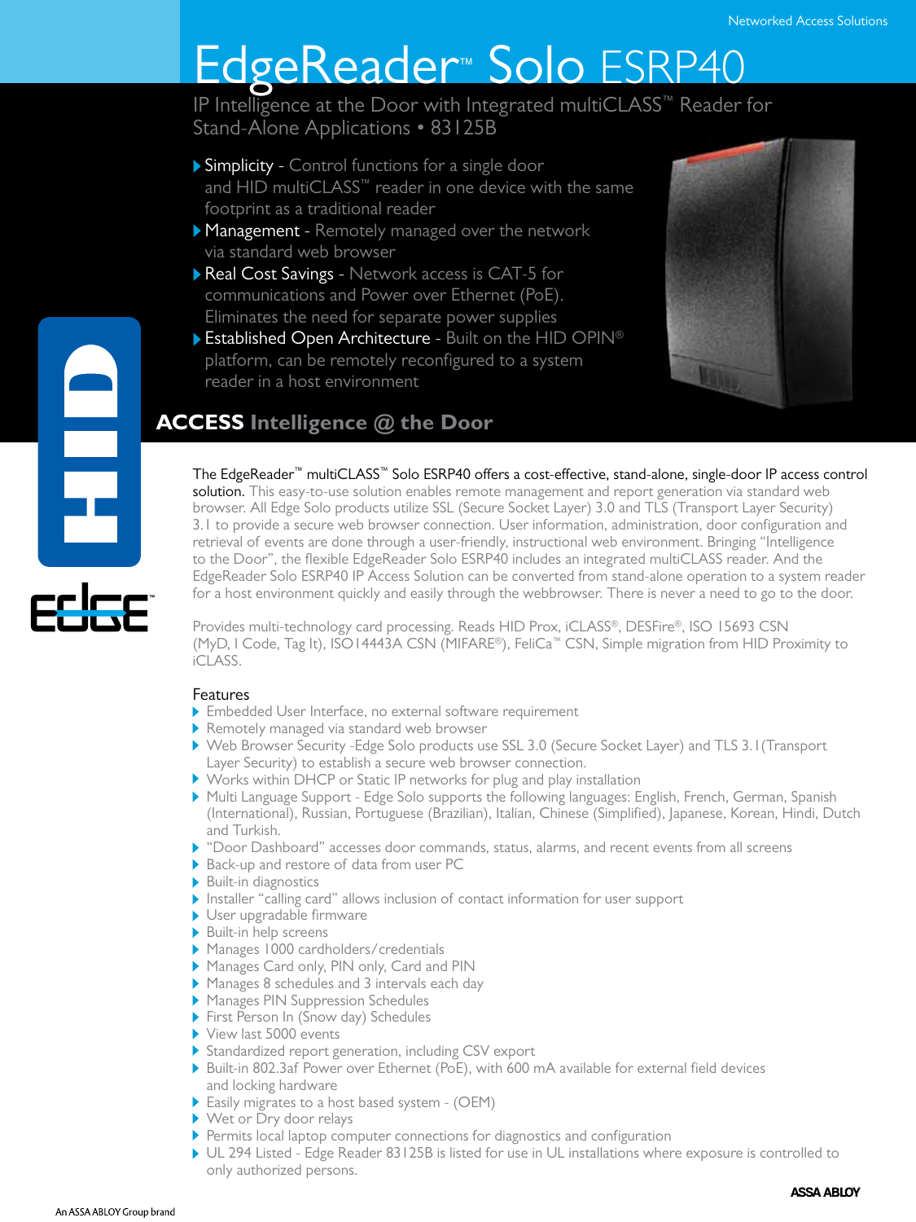Networked Access Solutions

# EdgeReader™ Solo ESRP40

IP Intelligence at the Door with Integrated multiCLASS™ Reader for Stand-Alone Applications • 83125B

- **Simplicity** - Control functions for a single door and HID multiCLASS™ reader in one device with the same footprint as a traditional reader
- **Management** - Remotely managed over the network via standard web browser
- **Real Cost Savings** - Network access is CAT-5 for communications and Power over Ethernet (PoE). Eliminates the need for separate power supplies
- **Established Open Architecture** - Built on the HID OPIN® platform, can be remotely reconfigured to a system reader in a host environment

## ACCESS Intelligence @ the Door

The EdgeReader™ multiCLASS™ Solo ESRP40 offers a cost-effective, stand-alone, single-door IP access control solution. This easy-to-use solution enables remote management and report generation via standard web browser. All Edge Solo products utilize SSL (Secure Socket Layer) 3.0 and TLS (Transport Layer Security) 3.1 to provide a secure web browser connection. User information, administration, door configuration and retrieval of events are done through a user-friendly, instructional web environment. Bringing "Intelligence to the Door", the flexible EdgeReader Solo ESRP40 includes an integrated multiCLASS reader. And the EdgeReader Solo ESRP40 IP Access Solution can be converted from stand-alone operation to a system reader for a host environment quickly and easily through the webbrowser. There is never a need to go to the door.

Provides multi-technology card processing. Reads HID Prox, iCLASS®, DESFire®, ISO 15693 CSN (MyD, I Code, Tag It), ISO14443A CSN (MIFARE®), FeliCa™ CSN, Simple migration from HID Proximity to iCLASS.

### Features

- Embedded User Interface, no external software requirement
- Remotely managed via standard web browser
- Web Browser Security -Edge Solo products use SSL 3.0 (Secure Socket Layer) and TLS 3.1(Transport Layer Security) to establish a secure web browser connection.
- Works within DHCP or Static IP networks for plug and play installation
- Multi Language Support - Edge Solo supports the following languages: English, French, German, Spanish (International), Russian, Portuguese (Brazilian), Italian, Chinese (Simplified), Japanese, Korean, Hindi, Dutch and Turkish.
- "Door Dashboard" accesses door commands, status, alarms, and recent events from all screens
- Back-up and restore of data from user PC
- Built-in diagnostics
- Installer "calling card" allows inclusion of contact information for user support
- User upgradable firmware
- Built-in help screens
- Manages 1000 cardholders/credentials
- Manages Card only, PIN only, Card and PIN
- Manages 8 schedules and 3 intervals each day
- Manages PIN Suppression Schedules
- First Person In (Snow day) Schedules
- View last 5000 events
- Standardized report generation, including CSV export
- Built-in 802.3af Power over Ethernet (PoE), with 600 mA available for external field devices and locking hardware
- Easily migrates to a host based system - (OEM)
- Wet or Dry door relays
- Permits local laptop computer connections for diagnostics and configuration
- UL 294 Listed - Edge Reader 83125B is listed for use in UL installations where exposure is controlled to only authorized persons.

An ASSA ABLOY Group brand

ASSA ABLOY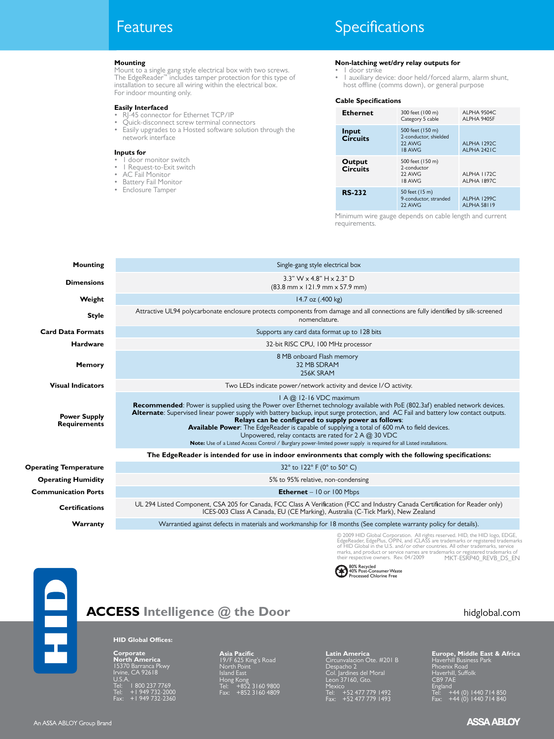# Features

### Mounting

Mount to a single gang style electrical box with two screws. The EdgeReader™ includes tamper protection for this type of installation to secure all wiring within the electrical box.
For indoor mounting only.

### Easily Interfaced

- RJ-45 connector for Ethernet TCP/IP
- Quick-disconnect screw terminal connectors
- Easily upgrades to a Hosted software solution through the network interface

### Inputs for

- 1 door monitor switch
- 1 Request-to-Exit switch
- AC Fail Monitor
- Battery Fail Monitor
- Enclosure Tamper

# Specifications

### Non-latching wet/dry relay outputs for

- 1 door strike
- 1 auxiliary device: door held/forced alarm, alarm shunt, host offline (comms down), or general purpose

### Cable Specifications

| | | |
|---|---|---|
| **Ethernet** | 300 feet (100 m) Category 5 cable | ALPHA 9504C ALPHA 9405F |
| **Input Circuits** | 500 feet (150 m) 2-conductor, shielded 22 AWG 18 AWG | ALPHA 1292C ALPHA 2421C |
| **Output Circuits** | 500 feet (150 m) 2-conductor 22 AWG 18 AWG | ALPHA 1172C ALPHA 1897C |
| **RS-232** | 50 feet (15 m) 9-conductor, stranded 22 AWG | ALPHA 1299C ALPHA 58119 |

Minimum wire gauge depends on cable length and current requirements.

| | |
|---|---|
| **Mounting** | Single-gang style electrical box |
| **Dimensions** | 3.3" W x 4.8" H x 2.3" D (83.8 mm x 121.9 mm x 57.9 mm) |
| **Weight** | 14.7 oz (.400 kg) |
| **Style** | Attractive UL94 polycarbonate enclosure protects components from damage and all connections are fully identified by silk-screened nomenclature. |
| **Card Data Formats** | Supports any card data format up to 128 bits |
| **Hardware** | 32-bit RISC CPU, 100 MHz processor |
| **Memory** | 8 MB onboard Flash memory 32 MB SDRAM 256K SRAM |
| **Visual Indicators** | Two LEDs indicate power/network activity and device I/O activity. |
| **Power Supply Requirements** | 1 A @ 12-16 VDC maximum **Recommended**: Power is supplied using the Power over Ethernet technology available with PoE (802.3af) enabled network devices. **Alternate**: Supervised linear power supply with battery backup, input surge protection, and AC Fail and battery low contact outputs. **Relays can be configured to supply power as follows**: **Available Power**: The EdgeReader is capable of supplying a total of 600 mA to field devices. Unpowered, relay contacts are rated for 2 A @ 30 VDC **Note:** Use of a Listed Access Control / Burglary power-limited power supply is required for all Listed installations. |
| | **The EdgeReader is intended for use in indoor environments that comply with the following specifications:** |
| **Operating Temperature** | 32° to 122° F (0° to 50° C) |
| **Operating Humidity** | 5% to 95% relative, non-condensing |
| **Communication Ports** | **Ethernet** – 10 or 100 Mbps |
| **Certifications** | UL 294 Listed Component, CSA 205 for Canada, FCC Class A Verification (FCC and Industry Canada Certification for Reader only) ICES-003 Class A Canada, EU (CE Marking), Australia (C-Tick Mark), New Zealand |
| **Warranty** | Warrantied against defects in materials and workmanship for 18 months (See complete warranty policy for details). |

© 2009 HID Global Corporation. All rights reserved. HID, the HID logo, EDGE, EdgeReader, EdgePlus, OPIN, and iCLASS are trademarks or registered trademarks of HID Global in the U.S. and/or other countries. All other trademarks, service marks, and product or service names are trademarks or registered trademarks of their respective owners. Rev. 04/2009 MKT-ESRP40_REVB_DS_EN

80% Recycled
40% Post-Consumer Waste
Processed Chlorine Free

**ACCESS** Intelligence @ the Door

hidglobal.com

**HID Global Offices:**

**Corporate**
**North America**
15370 Barranca Pkwy
Irvine, CA 92618
U.S.A.
Tel: 1 800 237 7769
Tel: +1 949 732-2000
Fax: +1 949 732-2360

**Asia Pacific**
19/F 625 King's Road
North Point
Island East
Hong Kong
Tel: +852 3160 9800
Fax: +852 3160 4809

**Latin America**
Circunvalacion Ote. #201 B
Despacho 2
Col. Jardines del Moral
Leon 37160, Gto.
Mexico
Tel: +52 477 779 1492
Fax: +52 477 779 1493

**Europe, Middle East & Africa**
Haverhill Business Park
Phoenix Road
Haverhill, Suffolk
CB9 7AE
England
Tel: +44 (0) 1440 714 850
Fax: +44 (0) 1440 714 840

An ASSA ABLOY Group Brand

ASSA ABLOY